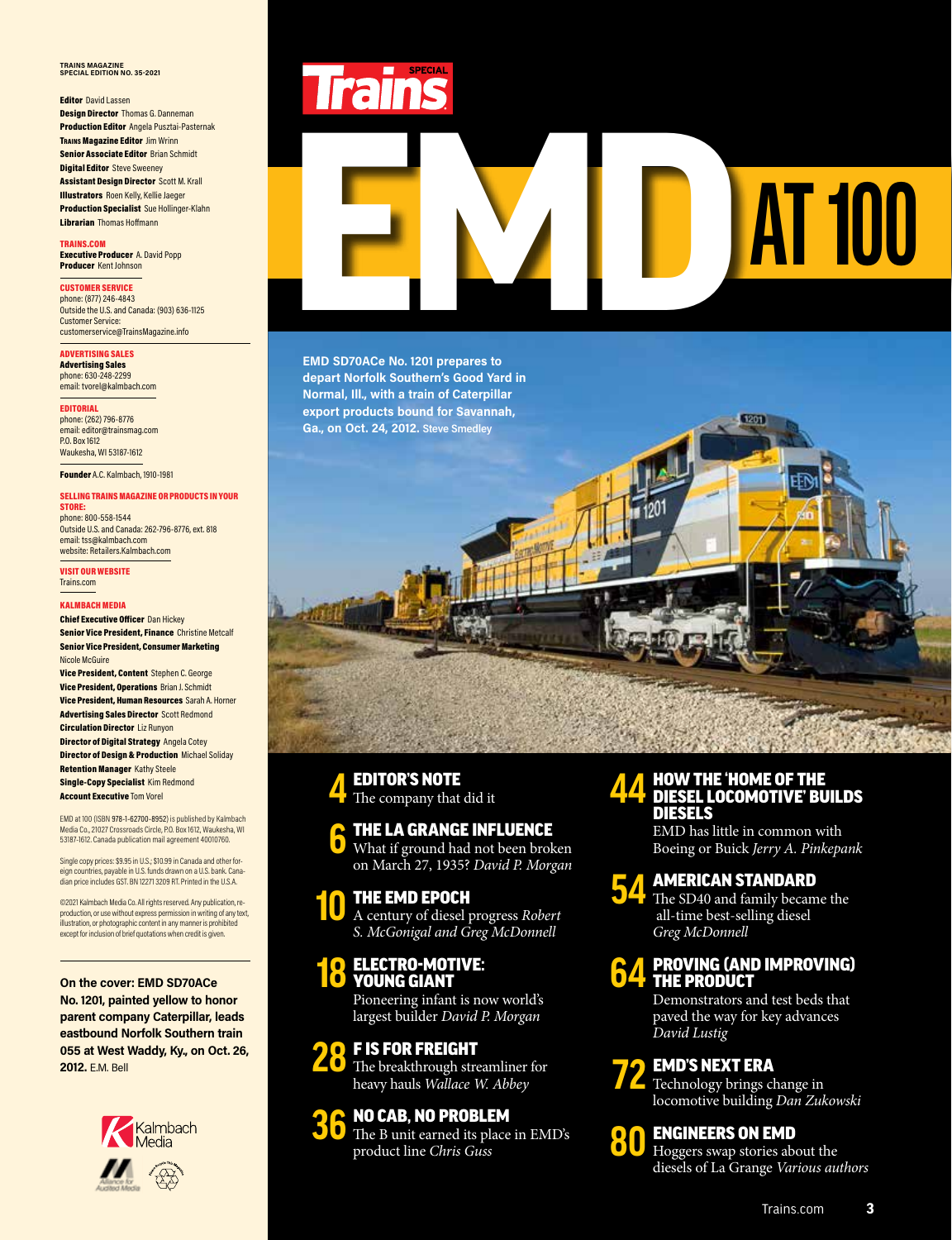TRAINS MAGAZINE
SPECIAL EDITION NO. 35-2021

**Editor** David Lassen
**Design Director** Thomas G. Danneman
**Production Editor** Angela Pusztai-Pasternak
**Trains Magazine Editor** Jim Wrinn
**Senior Associate Editor** Brian Schmidt
**Digital Editor** Steve Sweeney
**Assistant Design Director** Scott M. Krall
**Illustrators** Roen Kelly, Kellie Jaeger
**Production Specialist** Sue Hollinger-Klahn
**Librarian** Thomas Hoffmann

**TRAINS.COM**
**Executive Producer** A. David Popp
**Producer** Kent Johnson

**CUSTOMER SERVICE**
phone: (877) 246-4843
Outside the U.S. and Canada: (903) 636-1125
Customer Service:
customerservice@TrainsMagazine.info

**ADVERTISING SALES**
**Advertising Sales**
phone: 630-248-2299
email: tvorel@kalmbach.com

**EDITORIAL**
phone: (262) 796-8776
email: editor@trainsmag.com
P.O. Box 1612
Waukesha, WI 53187-1612

**Founder** A.C. Kalmbach, 1910-1981

**SELLING TRAINS MAGAZINE OR PRODUCTS IN YOUR STORE:**
phone: 800-558-1544
Outside U.S. and Canada: 262-796-8776, ext. 818
email: tss@kalmbach.com
website: Retailers.Kalmbach.com

**VISIT OUR WEBSITE**
Trains.com

**KALMBACH MEDIA**
**Chief Executive Officer** Dan Hickey
**Senior Vice President, Finance** Christine Metcalf
**Senior Vice President, Consumer Marketing** Nicole McGuire
**Vice President, Content** Stephen C. George
**Vice President, Operations** Brian J. Schmidt
**Vice President, Human Resources** Sarah A. Horner
**Advertising Sales Director** Scott Redmond
**Circulation Director** Liz Runyon
**Director of Digital Strategy** Angela Cotey
**Director of Design & Production** Michael Soliday
**Retention Manager** Kathy Steele
**Single-Copy Specialist** Kim Redmond
**Account Executive** Tom Vorel

EMD at 100 (ISBN 978-1-62700-8952) is published by Kalmbach Media Co., 21027 Crossroads Circle, P.O. Box 1612, Waukesha, WI 53187-1612. Canada publication mail agreement 40010760.

Single copy prices: $9.95 in U.S.; $10.99 in Canada and other foreign countries, payable in U.S. funds drawn on a U.S. bank. Canadian price includes GST. BN 12271 3209 RT. Printed in the U.S.A.

©2021 Kalmbach Media Co. All rights reserved. Any publication, reproduction, or use without express permission in writing of any text, illustration, or photographic content in any manner is prohibited except for inclusion of brief quotations when credit is given.

**On the cover: EMD SD70ACe No. 1201, painted yellow to honor parent company Caterpillar, leads eastbound Norfolk Southern train 055 at West Waddy, Ky., on Oct. 26, 2012.** E.M. Bell

# Trains SPECIAL

# EMD AT 100

**EMD SD70ACe No. 1201 prepares to depart Norfolk Southern's Good Yard in Normal, Ill., with a train of Caterpillar export products bound for Savannah, Ga., on Oct. 24, 2012.** Steve Smedley

**4 EDITOR'S NOTE**
The company that did it

**6 THE LA GRANGE INFLUENCE**
What if ground had not been broken on March 27, 1935? *David P. Morgan*

**10 THE EMD EPOCH**
A century of diesel progress *Robert S. McGonigal and Greg McDonnell*

**18 ELECTRO-MOTIVE: YOUNG GIANT**
Pioneering infant is now world's largest builder *David P. Morgan*

**28 F IS FOR FREIGHT**
The breakthrough streamliner for heavy hauls *Wallace W. Abbey*

**36 NO CAB, NO PROBLEM**
The B unit earned its place in EMD's product line *Chris Guss*

**44 HOW THE 'HOME OF THE DIESEL LOCOMOTIVE' BUILDS DIESELS**
EMD has little in common with Boeing or Buick *Jerry A. Pinkepank*

**54 AMERICAN STANDARD**
The SD40 and family became the all-time best-selling diesel *Greg McDonnell*

**64 PROVING (AND IMPROVING) THE PRODUCT**
Demonstrators and test beds that paved the way for key advances *David Lustig*

**72 EMD'S NEXT ERA**
Technology brings change in locomotive building *Dan Zukowski*

**80 ENGINEERS ON EMD**
Hoggers swap stories about the diesels of La Grange *Various authors*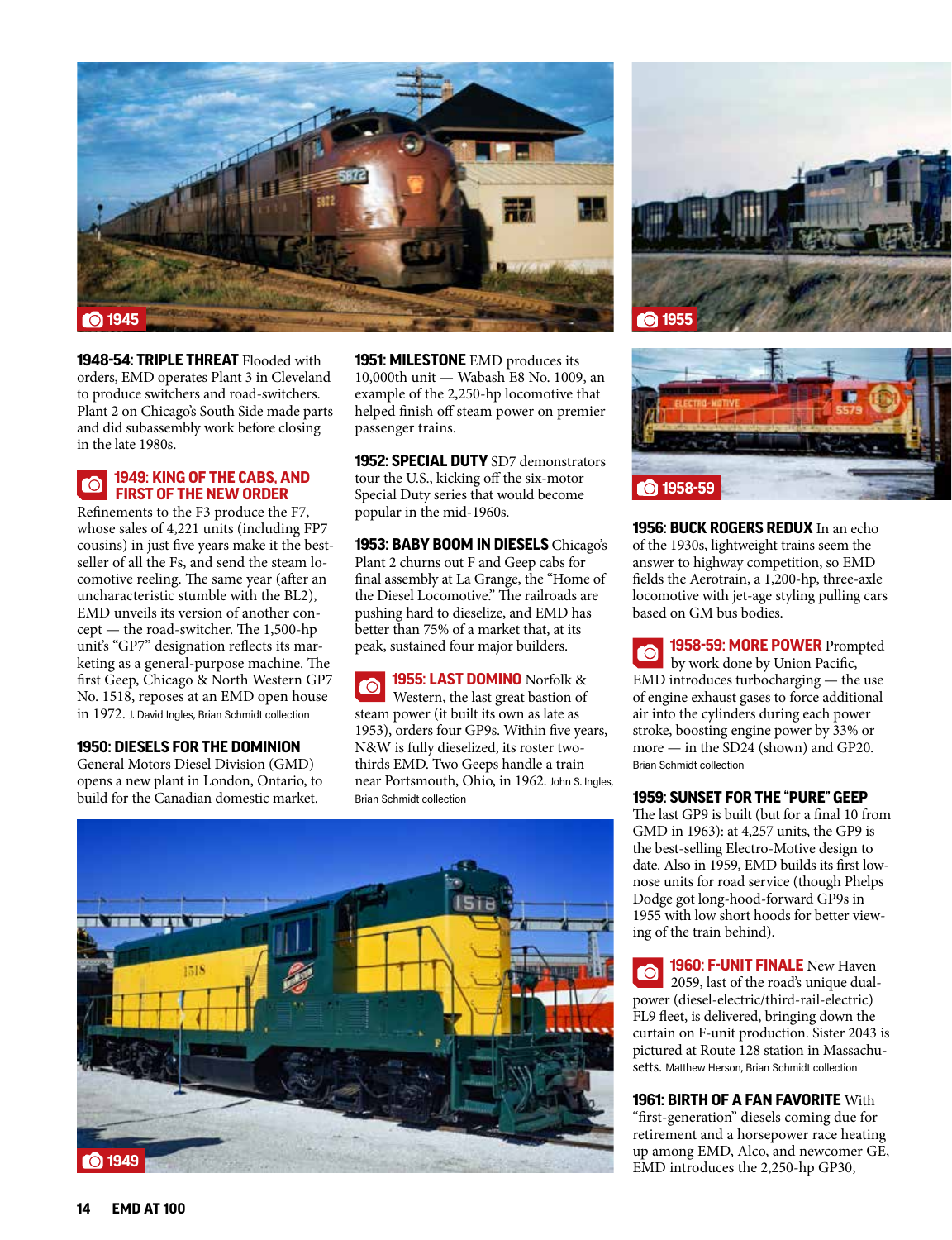**1948-54: TRIPLE THREAT** Flooded with orders, EMD operates Plant 3 in Cleveland to produce switchers and road-switchers. Plant 2 on Chicago's South Side made parts and did subassembly work before closing in the late 1980s.

**1949: KING OF THE CABS, AND FIRST OF THE NEW ORDER**
Refinements to the F3 produce the F7, whose sales of 4,221 units (including FP7 cousins) in just five years make it the best-seller of all the Fs, and send the steam locomotive reeling. The same year (after an uncharacteristic stumble with the BL2), EMD unveils its version of another concept — the road-switcher. The 1,500-hp unit's "GP7" designation reflects its marketing as a general-purpose machine. The first Geep, Chicago & North Western GP7 No. 1518, reposes at an EMD open house in 1972. J. David Ingles, Brian Schmidt collection

**1950: DIESELS FOR THE DOMINION**
General Motors Diesel Division (GMD) opens a new plant in London, Ontario, to build for the Canadian domestic market.

**1951: MILESTONE** EMD produces its 10,000th unit — Wabash E8 No. 1009, an example of the 2,250-hp locomotive that helped finish off steam power on premier passenger trains.

**1952: SPECIAL DUTY** SD7 demonstrators tour the U.S., kicking off the six-motor Special Duty series that would become popular in the mid-1960s.

**1953: BABY BOOM IN DIESELS** Chicago's Plant 2 churns out F and Geep cabs for final assembly at La Grange, the "Home of the Diesel Locomotive." The railroads are pushing hard to dieselize, and EMD has better than 75% of a market that, at its peak, sustained four major builders.

**1955: LAST DOMINO** Norfolk & Western, the last great bastion of steam power (it built its own as late as 1953), orders four GP9s. Within five years, N&W is fully dieselized, its roster two-thirds EMD. Two Geeps handle a train near Portsmouth, Ohio, in 1962. John S. Ingles, Brian Schmidt collection

**1956: BUCK ROGERS REDUX** In an echo of the 1930s, lightweight trains seem the answer to highway competition, so EMD fields the Aerotrain, a 1,200-hp, three-axle locomotive with jet-age styling pulling cars based on GM bus bodies.

**1958-59: MORE POWER** Prompted by work done by Union Pacific, EMD introduces turbocharging — the use of engine exhaust gases to force additional air into the cylinders during each power stroke, boosting engine power by 33% or more — in the SD24 (shown) and GP20. Brian Schmidt collection

**1959: SUNSET FOR THE "PURE" GEEP**
The last GP9 is built (but for a final 10 from GMD in 1963): at 4,257 units, the GP9 is the best-selling Electro-Motive design to date. Also in 1959, EMD builds its first low-nose units for road service (though Phelps Dodge got long-hood-forward GP9s in 1955 with low short hoods for better viewing of the train behind).

**1960: F-UNIT FINALE** New Haven 2059, last of the road's unique dual-power (diesel-electric/third-rail-electric) FL9 fleet, is delivered, bringing down the curtain on F-unit production. Sister 2043 is pictured at Route 128 station in Massachusetts. Matthew Herson, Brian Schmidt collection

**1961: BIRTH OF A FAN FAVORITE** With "first-generation" diesels coming due for retirement and a horsepower race heating up among EMD, Alco, and newcomer GE, EMD introduces the 2,250-hp GP30,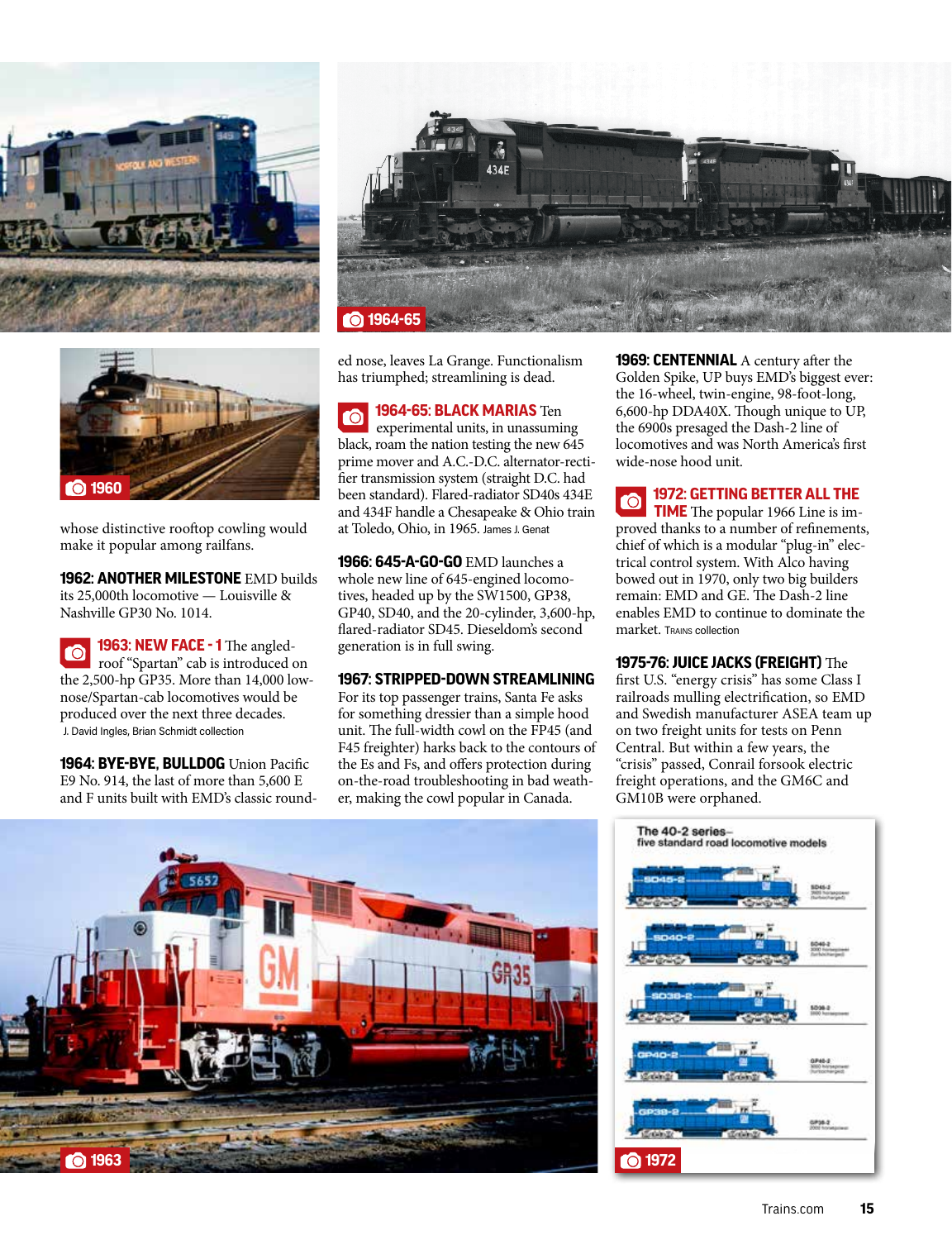whose distinctive rooftop cowling would make it popular among railfans.

**1962: ANOTHER MILESTONE** EMD builds its 25,000th locomotive — Louisville & Nashville GP30 No. 1014.

**1963: NEW FACE - 1** The angled-roof "Spartan" cab is introduced on the 2,500-hp GP35. More than 14,000 low-nose/Spartan-cab locomotives would be produced over the next three decades.
J. David Ingles, Brian Schmidt collection

**1964: BYE-BYE, BULLDOG** Union Pacific E9 No. 914, the last of more than 5,600 E and F units built with EMD's classic rounded nose, leaves La Grange. Functionalism has triumphed; streamlining is dead.

**1964-65: BLACK MARIAS** Ten experimental units, in unassuming black, roam the nation testing the new 645 prime mover and A.C.-D.C. alternator-rectifier transmission system (straight D.C. had been standard). Flared-radiator SD40s 434E and 434F handle a Chesapeake & Ohio train at Toledo, Ohio, in 1965. James J. Genat

**1966: 645-A-GO-GO** EMD launches a whole new line of 645-engined locomotives, headed up by the SW1500, GP38, GP40, SD40, and the 20-cylinder, 3,600-hp, flared-radiator SD45. Dieseldom's second generation is in full swing.

**1967: STRIPPED-DOWN STREAMLINING** For its top passenger trains, Santa Fe asks for something dressier than a simple hood unit. The full-width cowl on the FP45 (and F45 freighter) harks back to the contours of the Es and Fs, and offers protection during on-the-road troubleshooting in bad weather, making the cowl popular in Canada.

**1969: CENTENNIAL** A century after the Golden Spike, UP buys EMD's biggest ever: the 16-wheel, twin-engine, 98-foot-long, 6,600-hp DDA40X. Though unique to UP, the 6900s presaged the Dash-2 line of locomotives and was North America's first wide-nose hood unit.

**1972: GETTING BETTER ALL THE TIME** The popular 1966 Line is improved thanks to a number of refinements, chief of which is a modular "plug-in" electrical control system. With Alco having bowed out in 1970, only two big builders remain: EMD and GE. The Dash-2 line enables EMD to continue to dominate the market. Trains collection

**1975-76: JUICE JACKS (FREIGHT)** The first U.S. "energy crisis" has some Class I railroads mulling electrification, so EMD and Swedish manufacturer ASEA team up on two freight units for tests on Penn Central. But within a few years, the "crisis" passed, Conrail forsook electric freight operations, and the GM6C and GM10B were orphaned.

1960

1964-65

1963

1972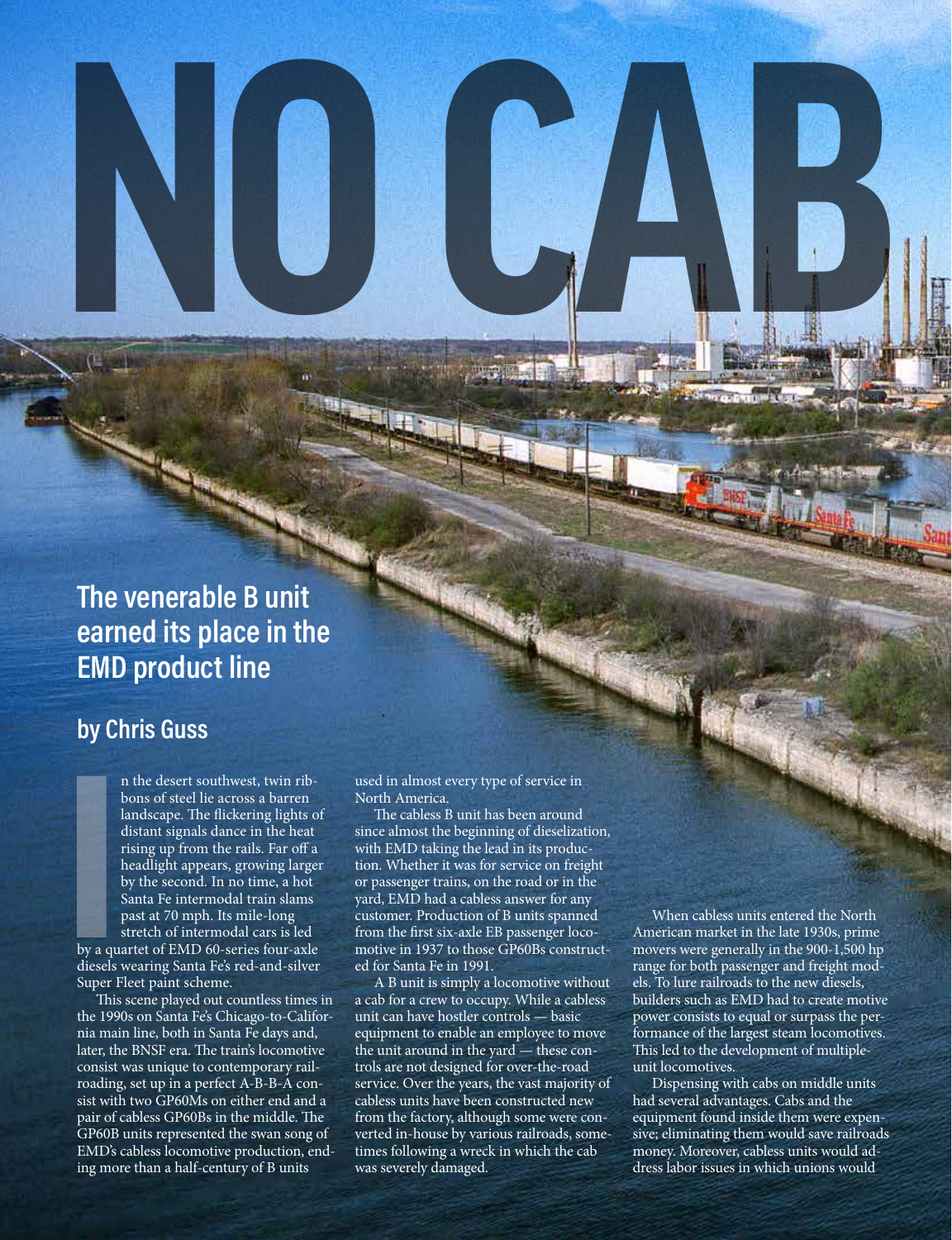# NO CAB

## The venerable B unit earned its place in the EMD product line

### by Chris Guss

In the desert southwest, twin ribbons of steel lie across a barren landscape. The flickering lights of distant signals dance in the heat rising up from the rails. Far off a headlight appears, growing larger by the second. In no time, a hot Santa Fe intermodal train slams past at 70 mph. Its mile-long stretch of intermodal cars is led by a quartet of EMD 60-series four-axle diesels wearing Santa Fe's red-and-silver Super Fleet paint scheme.

This scene played out countless times in the 1990s on Santa Fe's Chicago-to-California main line, both in Santa Fe days and, later, the BNSF era. The train's locomotive consist was unique to contemporary railroading, set up in a perfect A-B-B-A consist with two GP60Ms on either end and a pair of cabless GP60Bs in the middle. The GP60B units represented the swan song of EMD's cabless locomotive production, ending more than a half-century of B units used in almost every type of service in North America.

The cabless B unit has been around since almost the beginning of dieselization, with EMD taking the lead in its production. Whether it was for service on freight or passenger trains, on the road or in the yard, EMD had a cabless answer for any customer. Production of B units spanned from the first six-axle EB passenger locomotive in 1937 to those GP60Bs constructed for Santa Fe in 1991.

A B unit is simply a locomotive without a cab for a crew to occupy. While a cabless unit can have hostler controls — basic equipment to enable an employee to move the unit around in the yard — these controls are not designed for over-the-road service. Over the years, the vast majority of cabless units have been constructed new from the factory, although some were converted in-house by various railroads, sometimes following a wreck in which the cab was severely damaged.

When cabless units entered the North American market in the late 1930s, prime movers were generally in the 900-1,500 hp range for both passenger and freight models. To lure railroads to the new diesels, builders such as EMD had to create motive power consists to equal or surpass the performance of the largest steam locomotives. This led to the development of multiple-unit locomotives.

Dispensing with cabs on middle units had several advantages. Cabs and the equipment found inside them were expensive; eliminating them would save railroads money. Moreover, cabless units would address labor issues in which unions would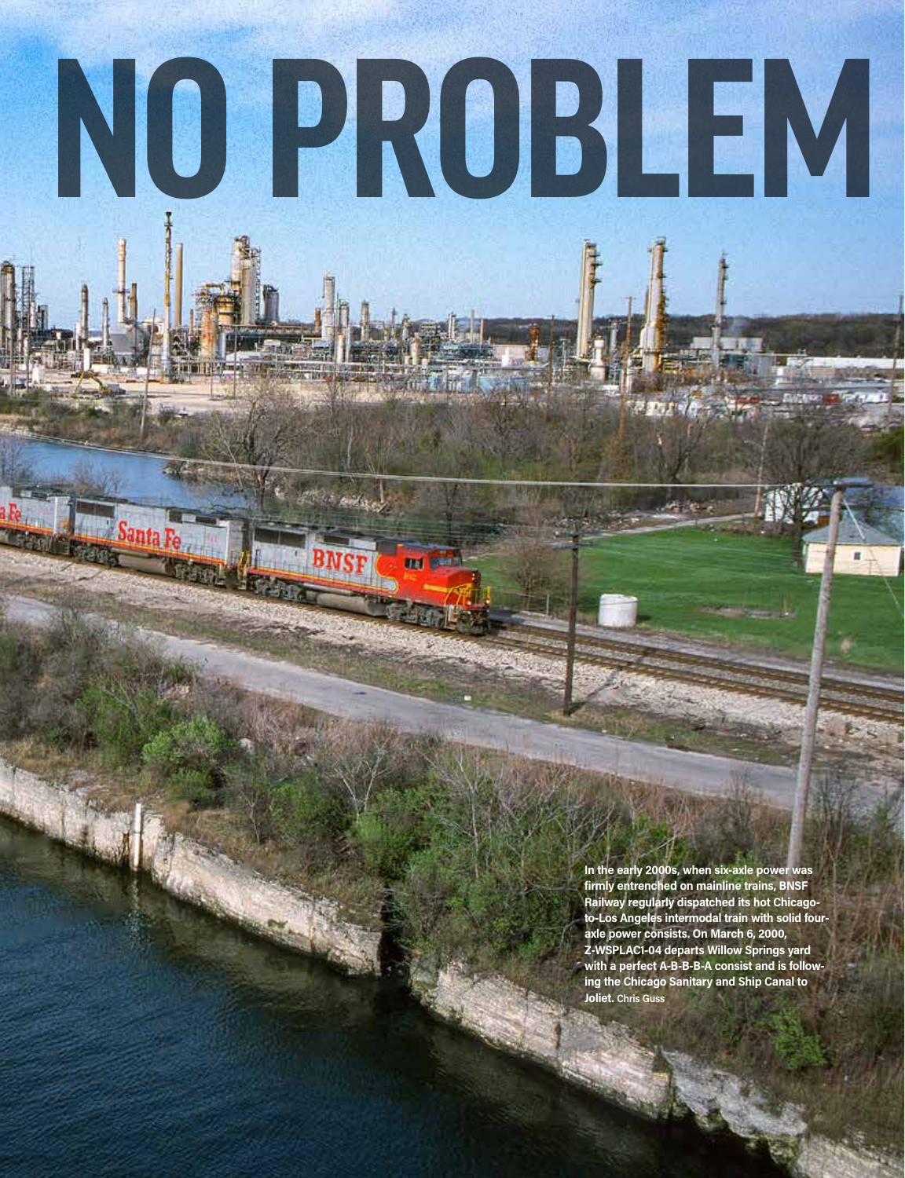# NO PROBLEM

In the early 2000s, when six-axle power was firmly entrenched on mainline trains, BNSF Railway regularly dispatched its hot Chicago-to-Los Angeles intermodal train with solid four-axle power consists. On March 6, 2000, Z-WSPLAC1-04 departs Willow Springs yard with a perfect A-B-B-B-A consist and is following the Chicago Sanitary and Ship Canal to Joliet. Chris Guss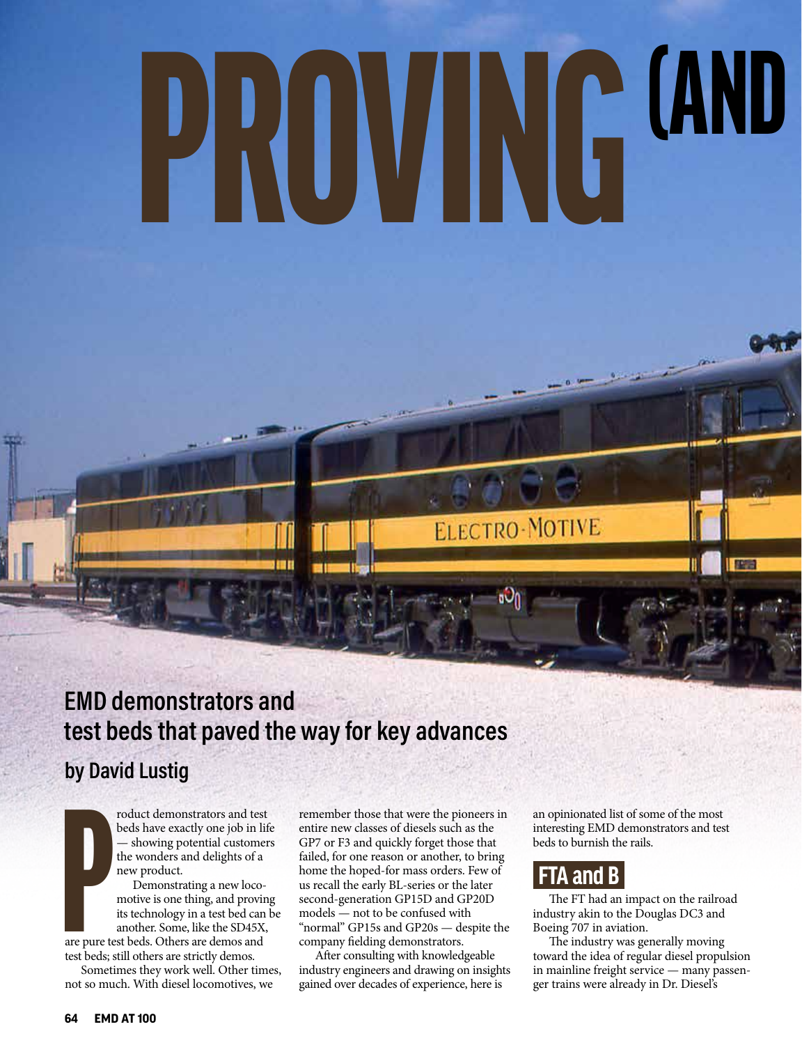# PROVING (AND

## EMD demonstrators and test beds that paved the way for key advances

**by David Lustig**

Product demonstrators and test beds have exactly one job in life — showing potential customers the wonders and delights of a new product.

Demonstrating a new locomotive is one thing, and proving its technology in a test bed can be another. Some, like the SD45X, are pure test beds. Others are demos and test beds; still others are strictly demos.

Sometimes they work well. Other times, not so much. With diesel locomotives, we remember those that were the pioneers in entire new classes of diesels such as the GP7 or F3 and quickly forget those that failed, for one reason or another, to bring home the hoped-for mass orders. Few of us recall the early BL-series or the later second-generation GP15D and GP20D models — not to be confused with "normal" GP15s and GP20s — despite the company fielding demonstrators.

After consulting with knowledgeable industry engineers and drawing on insights gained over decades of experience, here is an opinionated list of some of the most interesting EMD demonstrators and test beds to burnish the rails.

### FTA and B

The FT had an impact on the railroad industry akin to the Douglas DC3 and Boeing 707 in aviation.

The industry was generally moving toward the idea of regular diesel propulsion in mainline freight service — many passenger trains were already in Dr. Diesel's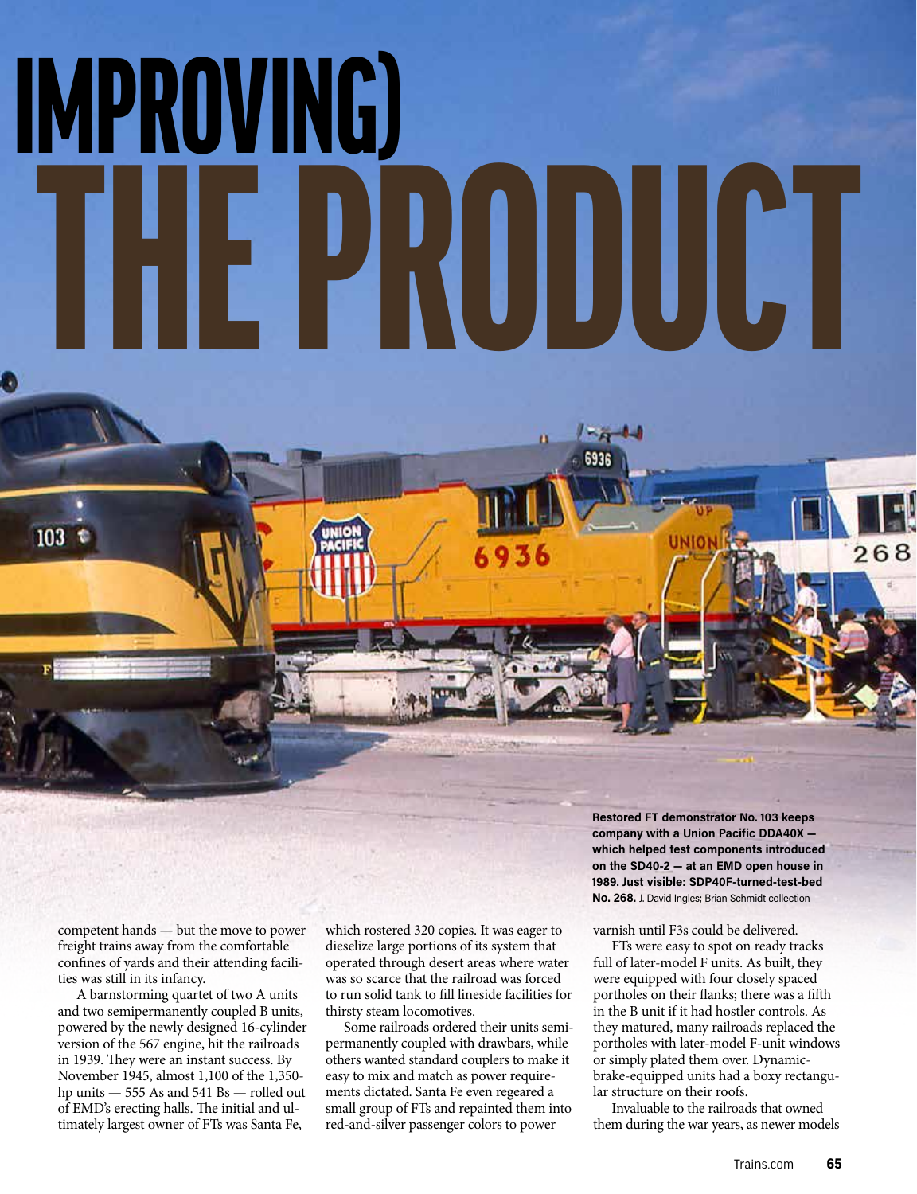# IMPROVING THE PRODUCT

Restored FT demonstrator No. 103 keeps company with a Union Pacific DDA40X — which helped test components introduced on the SD40-2 — at an EMD open house in 1989. Just visible: SDP40F-turned-test-bed No. 268. J. David Ingles; Brian Schmidt collection

competent hands — but the move to power freight trains away from the comfortable confines of yards and their attending facilities was still in its infancy.

A barnstorming quartet of two A units and two semipermanently coupled B units, powered by the newly designed 16-cylinder version of the 567 engine, hit the railroads in 1939. They were an instant success. By November 1945, almost 1,100 of the 1,350-hp units — 555 As and 541 Bs — rolled out of EMD's erecting halls. The initial and ultimately largest owner of FTs was Santa Fe, which rostered 320 copies. It was eager to dieselize large portions of its system that operated through desert areas where water was so scarce that the railroad was forced to run solid tank to fill lineside facilities for thirsty steam locomotives.

Some railroads ordered their units semipermanently coupled with drawbars, while others wanted standard couplers to make it easy to mix and match as power requirements dictated. Santa Fe even regeared a small group of FTs and repainted them into red-and-silver passenger colors to power varnish until F3s could be delivered.

FTs were easy to spot on ready tracks full of later-model F units. As built, they were equipped with four closely spaced portholes on their flanks; there was a fifth in the B unit if it had hostler controls. As they matured, many railroads replaced the portholes with later-model F-unit windows or simply plated them over. Dynamic-brake-equipped units had a boxy rectangular structure on their roofs.

Invaluable to the railroads that owned them during the war years, as newer models